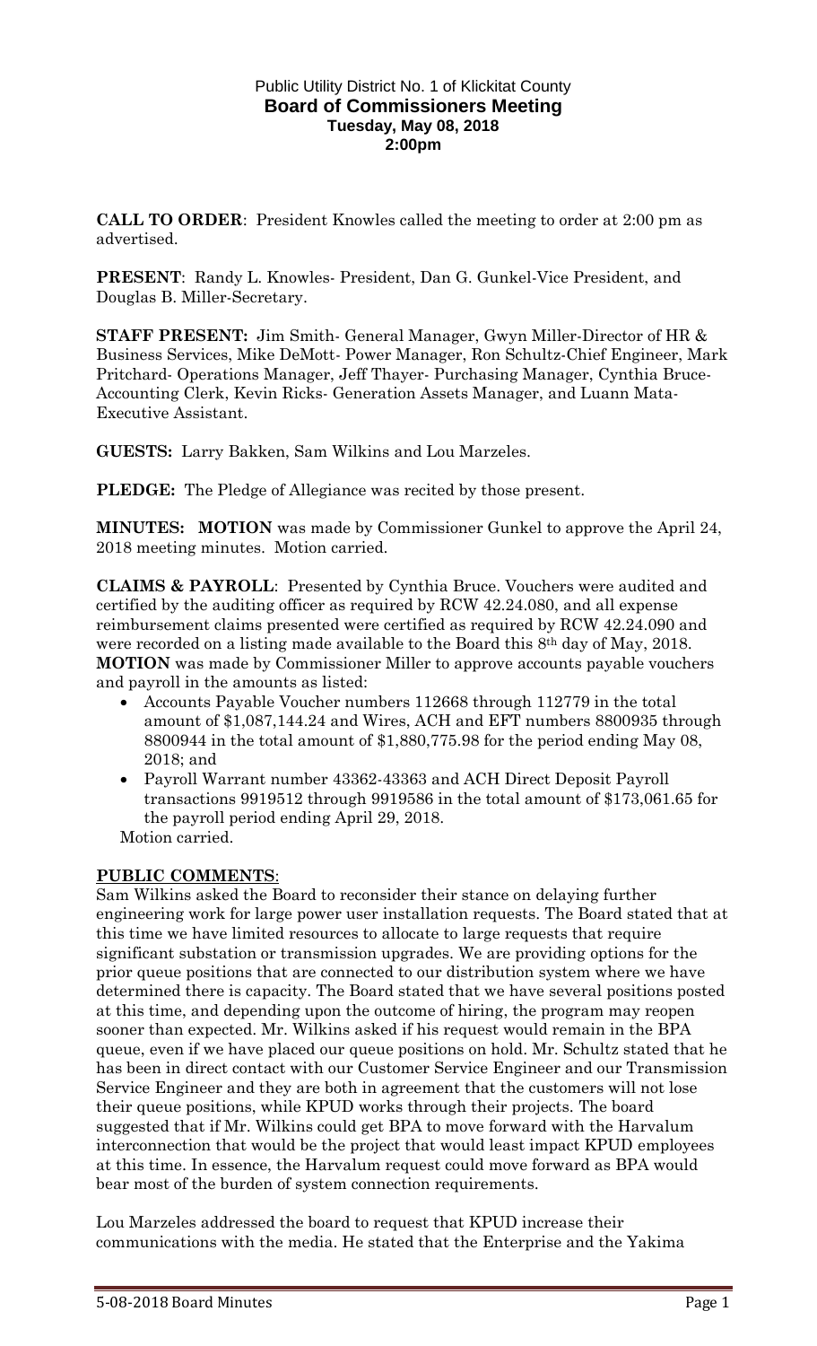Public Utility District No. 1 of Klickitat County

**Board of Commissioners Meeting**

**Tuesday, May 08, 2018**

**2:00pm**

**CALL TO ORDER**: President Knowles called the meeting to order at 2:00 pm as advertised.

**PRESENT**: Randy L. Knowles- President, Dan G. Gunkel-Vice President, and Douglas B. Miller-Secretary.

**STAFF PRESENT:** Jim Smith- General Manager, Gwyn Miller-Director of HR & Business Services, Mike DeMott- Power Manager, Ron Schultz-Chief Engineer, Mark Pritchard- Operations Manager, Jeff Thayer- Purchasing Manager, Cynthia Bruce-Accounting Clerk, Kevin Ricks- Generation Assets Manager, and Luann Mata-Executive Assistant.

**GUESTS:** Larry Bakken, Sam Wilkins and Lou Marzeles.

**PLEDGE:** The Pledge of Allegiance was recited by those present.

**MINUTES: MOTION** was made by Commissioner Gunkel to approve the April 24, 2018 meeting minutes. Motion carried.

**CLAIMS & PAYROLL**: Presented by Cynthia Bruce. Vouchers were audited and certified by the auditing officer as required by RCW 42.24.080, and all expense reimbursement claims presented were certified as required by RCW 42.24.090 and were recorded on a listing made available to the Board this 8th day of May, 2018. **MOTION** was made by Commissioner Miller to approve accounts payable vouchers and payroll in the amounts as listed:

- Accounts Payable Voucher numbers 112668 through 112779 in the total amount of $1,087,144.24 and Wires, ACH and EFT numbers 8800935 through 8800944 in the total amount of $1,880,775.98 for the period ending May 08, 2018; and
- Payroll Warrant number 43362-43363 and ACH Direct Deposit Payroll transactions 9919512 through 9919586 in the total amount of $173,061.65 for the payroll period ending April 29, 2018.

Motion carried.

**PUBLIC COMMENTS**:

Sam Wilkins asked the Board to reconsider their stance on delaying further engineering work for large power user installation requests. The Board stated that at this time we have limited resources to allocate to large requests that require significant substation or transmission upgrades. We are providing options for the prior queue positions that are connected to our distribution system where we have determined there is capacity. The Board stated that we have several positions posted at this time, and depending upon the outcome of hiring, the program may reopen sooner than expected. Mr. Wilkins asked if his request would remain in the BPA queue, even if we have placed our queue positions on hold. Mr. Schultz stated that he has been in direct contact with our Customer Service Engineer and our Transmission Service Engineer and they are both in agreement that the customers will not lose their queue positions, while KPUD works through their projects. The board suggested that if Mr. Wilkins could get BPA to move forward with the Harvalum interconnection that would be the project that would least impact KPUD employees at this time. In essence, the Harvalum request could move forward as BPA would bear most of the burden of system connection requirements.

Lou Marzeles addressed the board to request that KPUD increase their communications with the media. He stated that the Enterprise and the Yakima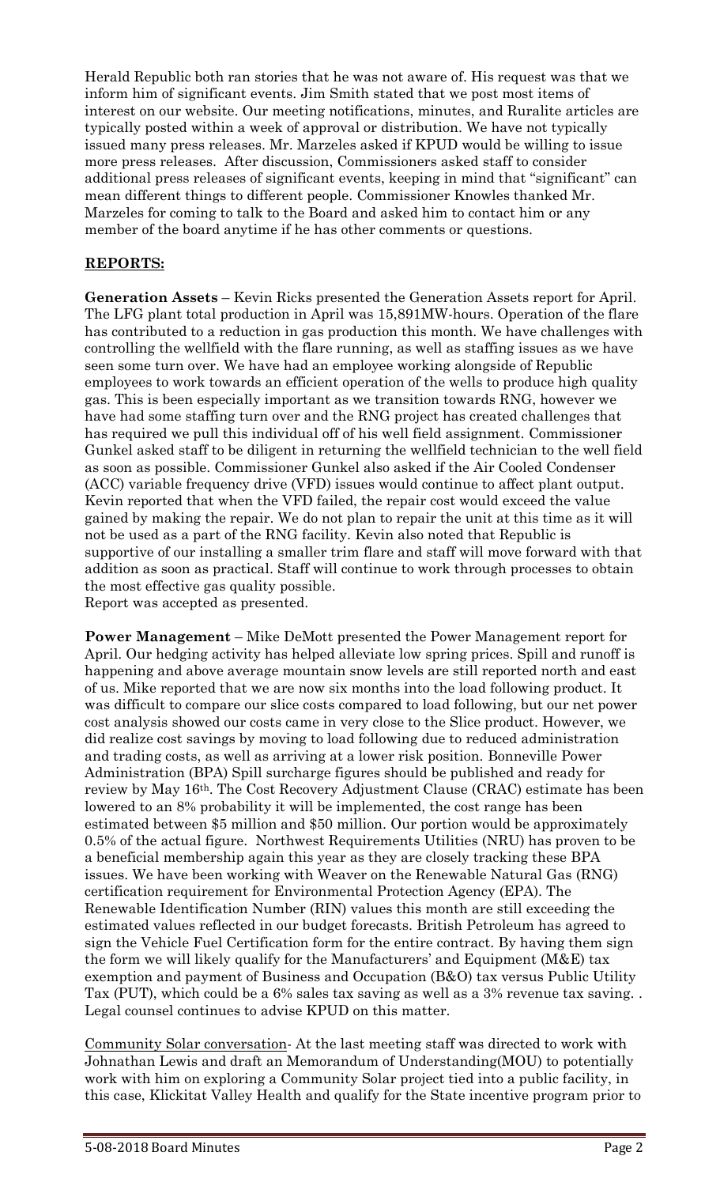Herald Republic both ran stories that he was not aware of. His request was that we inform him of significant events. Jim Smith stated that we post most items of interest on our website. Our meeting notifications, minutes, and Ruralite articles are typically posted within a week of approval or distribution. We have not typically issued many press releases. Mr. Marzeles asked if KPUD would be willing to issue more press releases. After discussion, Commissioners asked staff to consider additional press releases of significant events, keeping in mind that "significant" can mean different things to different people. Commissioner Knowles thanked Mr. Marzeles for coming to talk to the Board and asked him to contact him or any member of the board anytime if he has other comments or questions.

## REPORTS:

**Generation Assets** – Kevin Ricks presented the Generation Assets report for April. The LFG plant total production in April was 15,891MW-hours. Operation of the flare has contributed to a reduction in gas production this month. We have challenges with controlling the wellfield with the flare running, as well as staffing issues as we have seen some turn over. We have had an employee working alongside of Republic employees to work towards an efficient operation of the wells to produce high quality gas. This is been especially important as we transition towards RNG, however we have had some staffing turn over and the RNG project has created challenges that has required we pull this individual off of his well field assignment. Commissioner Gunkel asked staff to be diligent in returning the wellfield technician to the well field as soon as possible. Commissioner Gunkel also asked if the Air Cooled Condenser (ACC) variable frequency drive (VFD) issues would continue to affect plant output. Kevin reported that when the VFD failed, the repair cost would exceed the value gained by making the repair. We do not plan to repair the unit at this time as it will not be used as a part of the RNG facility. Kevin also noted that Republic is supportive of our installing a smaller trim flare and staff will move forward with that addition as soon as practical. Staff will continue to work through processes to obtain the most effective gas quality possible.
Report was accepted as presented.

**Power Management** – Mike DeMott presented the Power Management report for April. Our hedging activity has helped alleviate low spring prices. Spill and runoff is happening and above average mountain snow levels are still reported north and east of us. Mike reported that we are now six months into the load following product. It was difficult to compare our slice costs compared to load following, but our net power cost analysis showed our costs came in very close to the Slice product. However, we did realize cost savings by moving to load following due to reduced administration and trading costs, as well as arriving at a lower risk position. Bonneville Power Administration (BPA) Spill surcharge figures should be published and ready for review by May 16th. The Cost Recovery Adjustment Clause (CRAC) estimate has been lowered to an 8% probability it will be implemented, the cost range has been estimated between $5 million and $50 million. Our portion would be approximately 0.5% of the actual figure. Northwest Requirements Utilities (NRU) has proven to be a beneficial membership again this year as they are closely tracking these BPA issues. We have been working with Weaver on the Renewable Natural Gas (RNG) certification requirement for Environmental Protection Agency (EPA). The Renewable Identification Number (RIN) values this month are still exceeding the estimated values reflected in our budget forecasts. British Petroleum has agreed to sign the Vehicle Fuel Certification form for the entire contract. By having them sign the form we will likely qualify for the Manufacturers' and Equipment (M&E) tax exemption and payment of Business and Occupation (B&O) tax versus Public Utility Tax (PUT), which could be a 6% sales tax saving as well as a 3% revenue tax saving. . Legal counsel continues to advise KPUD on this matter.

Community Solar conversation- At the last meeting staff was directed to work with Johnathan Lewis and draft an Memorandum of Understanding(MOU) to potentially work with him on exploring a Community Solar project tied into a public facility, in this case, Klickitat Valley Health and qualify for the State incentive program prior to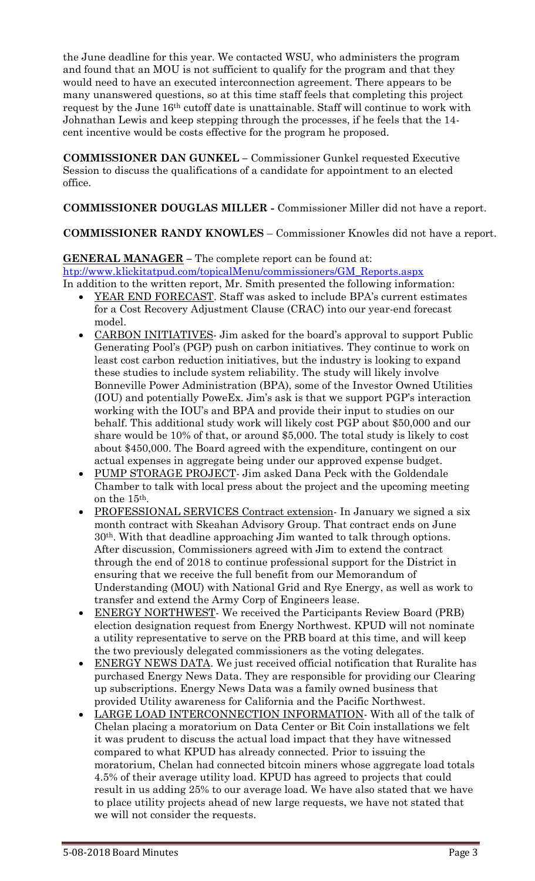the June deadline for this year. We contacted WSU, who administers the program and found that an MOU is not sufficient to qualify for the program and that they would need to have an executed interconnection agreement. There appears to be many unanswered questions, so at this time staff feels that completing this project request by the June 16th cutoff date is unattainable. Staff will continue to work with Johnathan Lewis and keep stepping through the processes, if he feels that the 14-cent incentive would be costs effective for the program he proposed.

**COMMISSIONER DAN GUNKEL** – Commissioner Gunkel requested Executive Session to discuss the qualifications of a candidate for appointment to an elected office.

**COMMISSIONER DOUGLAS MILLER -** Commissioner Miller did not have a report.

**COMMISSIONER RANDY KNOWLES** – Commissioner Knowles did not have a report.

**GENERAL MANAGER** – The complete report can be found at: http://www.klickitatpud.com/topicalMenu/commissioners/GM_Reports.aspx
In addition to the written report, Mr. Smith presented the following information:

- YEAR END FORECAST. Staff was asked to include BPA's current estimates for a Cost Recovery Adjustment Clause (CRAC) into our year-end forecast model.
- CARBON INITIATIVES- Jim asked for the board's approval to support Public Generating Pool's (PGP) push on carbon initiatives. They continue to work on least cost carbon reduction initiatives, but the industry is looking to expand these studies to include system reliability. The study will likely involve Bonneville Power Administration (BPA), some of the Investor Owned Utilities (IOU) and potentially PoweEx. Jim's ask is that we support PGP's interaction working with the IOU's and BPA and provide their input to studies on our behalf. This additional study work will likely cost PGP about $50,000 and our share would be 10% of that, or around $5,000. The total study is likely to cost about $450,000. The Board agreed with the expenditure, contingent on our actual expenses in aggregate being under our approved expense budget.
- PUMP STORAGE PROJECT- Jim asked Dana Peck with the Goldendale Chamber to talk with local press about the project and the upcoming meeting on the 15th.
- PROFESSIONAL SERVICES Contract extension- In January we signed a six month contract with Skeahan Advisory Group. That contract ends on June 30th. With that deadline approaching Jim wanted to talk through options. After discussion, Commissioners agreed with Jim to extend the contract through the end of 2018 to continue professional support for the District in ensuring that we receive the full benefit from our Memorandum of Understanding (MOU) with National Grid and Rye Energy, as well as work to transfer and extend the Army Corp of Engineers lease.
- ENERGY NORTHWEST- We received the Participants Review Board (PRB) election designation request from Energy Northwest. KPUD will not nominate a utility representative to serve on the PRB board at this time, and will keep the two previously delegated commissioners as the voting delegates.
- ENERGY NEWS DATA. We just received official notification that Ruralite has purchased Energy News Data. They are responsible for providing our Clearing up subscriptions. Energy News Data was a family owned business that provided Utility awareness for California and the Pacific Northwest.
- LARGE LOAD INTERCONNECTION INFORMATION- With all of the talk of Chelan placing a moratorium on Data Center or Bit Coin installations we felt it was prudent to discuss the actual load impact that they have witnessed compared to what KPUD has already connected. Prior to issuing the moratorium, Chelan had connected bitcoin miners whose aggregate load totals 4.5% of their average utility load. KPUD has agreed to projects that could result in us adding 25% to our average load. We have also stated that we have to place utility projects ahead of new large requests, we have not stated that we will not consider the requests.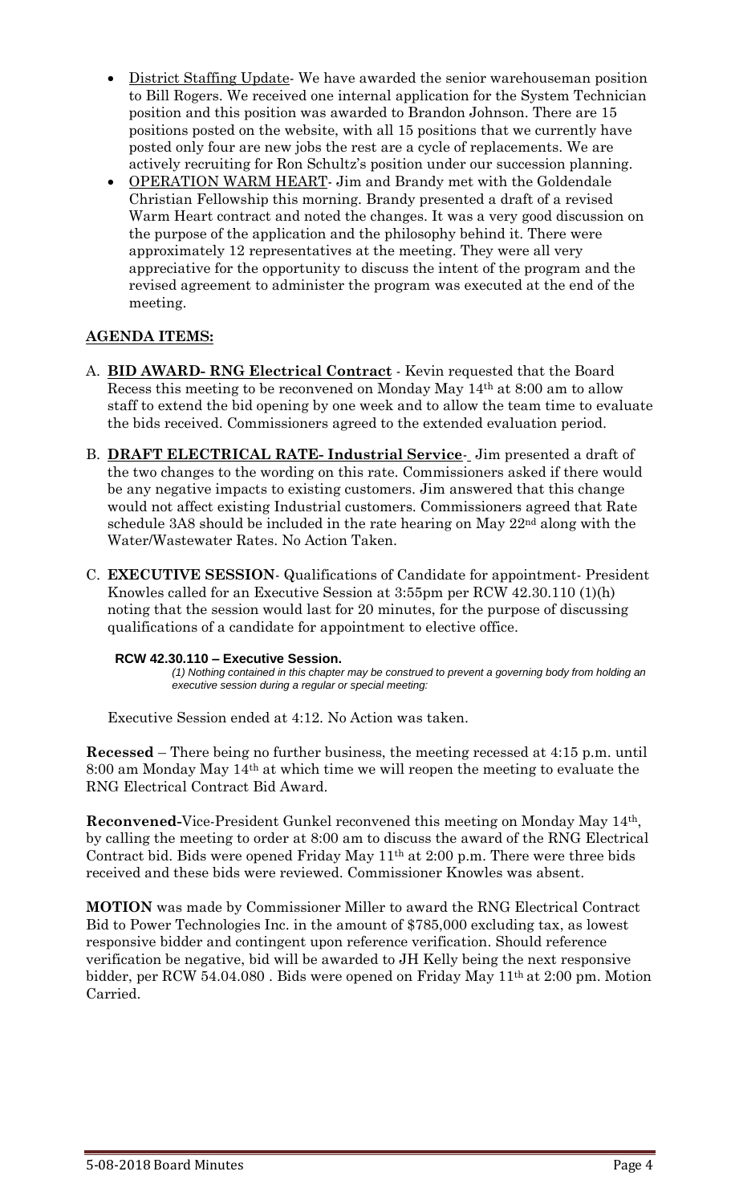- <u>District Staffing Update</u>- We have awarded the senior warehouseman position to Bill Rogers. We received one internal application for the System Technician position and this position was awarded to Brandon Johnson. There are 15 positions posted on the website, with all 15 positions that we currently have posted only four are new jobs the rest are a cycle of replacements. We are actively recruiting for Ron Schultz's position under our succession planning.
- <u>OPERATION WARM HEART</u>- Jim and Brandy met with the Goldendale Christian Fellowship this morning. Brandy presented a draft of a revised Warm Heart contract and noted the changes. It was a very good discussion on the purpose of the application and the philosophy behind it. There were approximately 12 representatives at the meeting. They were all very appreciative for the opportunity to discuss the intent of the program and the revised agreement to administer the program was executed at the end of the meeting.

## AGENDA ITEMS:

A. **BID AWARD- RNG Electrical Contract** - Kevin requested that the Board Recess this meeting to be reconvened on Monday May 14th at 8:00 am to allow staff to extend the bid opening by one week and to allow the team time to evaluate the bids received. Commissioners agreed to the extended evaluation period.

B. **DRAFT ELECTRICAL RATE- Industrial Service**- Jim presented a draft of the two changes to the wording on this rate. Commissioners asked if there would be any negative impacts to existing customers. Jim answered that this change would not affect existing Industrial customers. Commissioners agreed that Rate schedule 3A8 should be included in the rate hearing on May 22nd along with the Water/Wastewater Rates. No Action Taken.

C. **EXECUTIVE SESSION**- Qualifications of Candidate for appointment- President Knowles called for an Executive Session at 3:55pm per RCW 42.30.110 (1)(h) noting that the session would last for 20 minutes, for the purpose of discussing qualifications of a candidate for appointment to elective office.

**RCW 42.30.110 – Executive Session.**

*(1) Nothing contained in this chapter may be construed to prevent a governing body from holding an executive session during a regular or special meeting:*

Executive Session ended at 4:12. No Action was taken.

**Recessed** – There being no further business, the meeting recessed at 4:15 p.m. until 8:00 am Monday May 14th at which time we will reopen the meeting to evaluate the RNG Electrical Contract Bid Award.

**Reconvened-**Vice-President Gunkel reconvened this meeting on Monday May 14th, by calling the meeting to order at 8:00 am to discuss the award of the RNG Electrical Contract bid. Bids were opened Friday May 11th at 2:00 p.m. There were three bids received and these bids were reviewed. Commissioner Knowles was absent.

**MOTION** was made by Commissioner Miller to award the RNG Electrical Contract Bid to Power Technologies Inc. in the amount of $785,000 excluding tax, as lowest responsive bidder and contingent upon reference verification. Should reference verification be negative, bid will be awarded to JH Kelly being the next responsive bidder, per RCW 54.04.080 . Bids were opened on Friday May 11th at 2:00 pm. Motion Carried.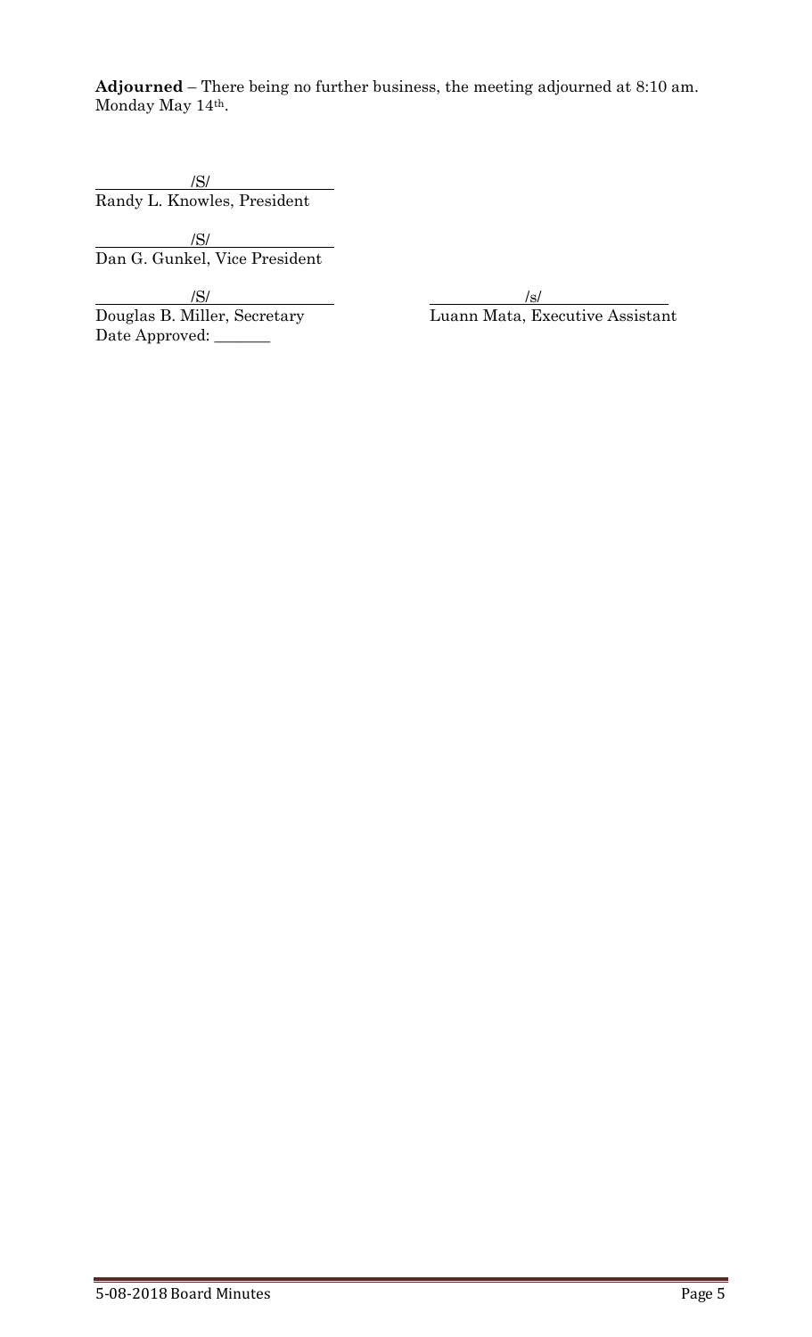**Adjourned** – There being no further business, the meeting adjourned at 8:10 am. Monday May 14th.

/S/
Randy L. Knowles, President

/S/
Dan G. Gunkel, Vice President

/S/
Douglas B. Miller, Secretary
Date Approved: _______

/s/
Luann Mata, Executive Assistant